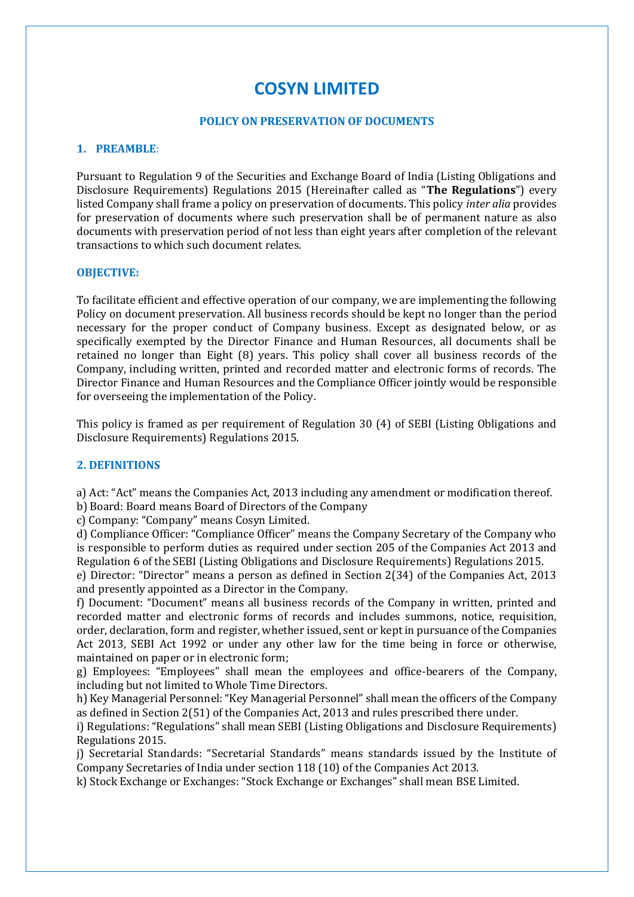# COSYN LIMITED

## POLICY ON PRESERVATION OF DOCUMENTS

### 1. PREAMBLE:

Pursuant to Regulation 9 of the Securities and Exchange Board of India (Listing Obligations and Disclosure Requirements) Regulations 2015 (Hereinafter called as "**The Regulations**") every listed Company shall frame a policy on preservation of documents. This policy *inter alia* provides for preservation of documents where such preservation shall be of permanent nature as also documents with preservation period of not less than eight years after completion of the relevant transactions to which such document relates.

### OBJECTIVE:

To facilitate efficient and effective operation of our company, we are implementing the following Policy on document preservation. All business records should be kept no longer than the period necessary for the proper conduct of Company business. Except as designated below, or as specifically exempted by the Director Finance and Human Resources, all documents shall be retained no longer than Eight (8) years. This policy shall cover all business records of the Company, including written, printed and recorded matter and electronic forms of records. The Director Finance and Human Resources and the Compliance Officer jointly would be responsible for overseeing the implementation of the Policy.

This policy is framed as per requirement of Regulation 30 (4) of SEBI (Listing Obligations and Disclosure Requirements) Regulations 2015.

### 2. DEFINITIONS

a) Act: "Act" means the Companies Act, 2013 including any amendment or modification thereof.
b) Board: Board means Board of Directors of the Company
c) Company: "Company" means Cosyn Limited.
d) Compliance Officer: "Compliance Officer" means the Company Secretary of the Company who is responsible to perform duties as required under section 205 of the Companies Act 2013 and Regulation 6 of the SEBI (Listing Obligations and Disclosure Requirements) Regulations 2015.
e) Director: "Director" means a person as defined in Section 2(34) of the Companies Act, 2013 and presently appointed as a Director in the Company.
f) Document: "Document" means all business records of the Company in written, printed and recorded matter and electronic forms of records and includes summons, notice, requisition, order, declaration, form and register, whether issued, sent or kept in pursuance of the Companies Act 2013, SEBI Act 1992 or under any other law for the time being in force or otherwise, maintained on paper or in electronic form;
g) Employees: "Employees" shall mean the employees and office-bearers of the Company, including but not limited to Whole Time Directors.
h) Key Managerial Personnel: "Key Managerial Personnel" shall mean the officers of the Company as defined in Section 2(51) of the Companies Act, 2013 and rules prescribed there under.
i) Regulations: "Regulations" shall mean SEBI (Listing Obligations and Disclosure Requirements) Regulations 2015.
j) Secretarial Standards: "Secretarial Standards" means standards issued by the Institute of Company Secretaries of India under section 118 (10) of the Companies Act 2013.
k) Stock Exchange or Exchanges: "Stock Exchange or Exchanges" shall mean BSE Limited.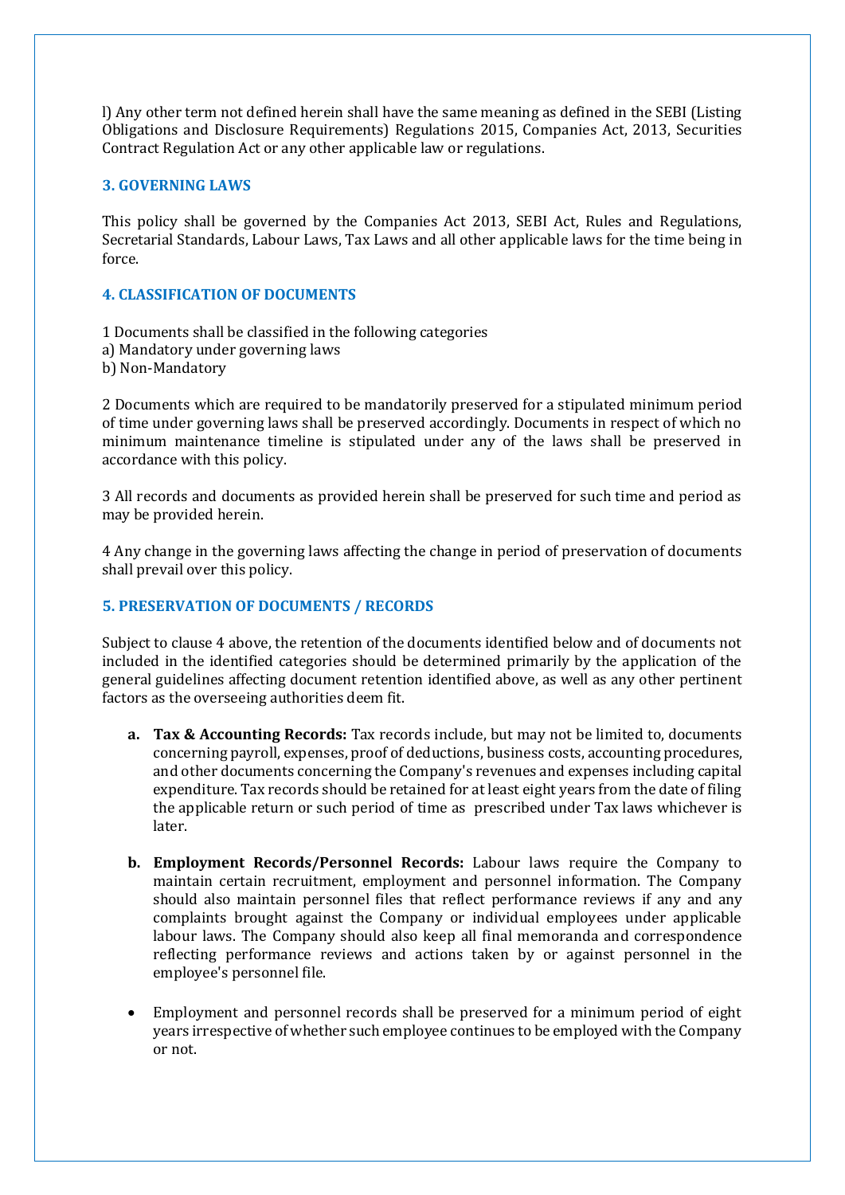l) Any other term not defined herein shall have the same meaning as defined in the SEBI (Listing Obligations and Disclosure Requirements) Regulations 2015, Companies Act, 2013, Securities Contract Regulation Act or any other applicable law or regulations.

## 3. GOVERNING LAWS

This policy shall be governed by the Companies Act 2013, SEBI Act, Rules and Regulations, Secretarial Standards, Labour Laws, Tax Laws and all other applicable laws for the time being in force.

## 4. CLASSIFICATION OF DOCUMENTS

1 Documents shall be classified in the following categories
a) Mandatory under governing laws
b) Non-Mandatory

2 Documents which are required to be mandatorily preserved for a stipulated minimum period of time under governing laws shall be preserved accordingly. Documents in respect of which no minimum maintenance timeline is stipulated under any of the laws shall be preserved in accordance with this policy.

3 All records and documents as provided herein shall be preserved for such time and period as may be provided herein.

4 Any change in the governing laws affecting the change in period of preservation of documents shall prevail over this policy.

## 5. PRESERVATION OF DOCUMENTS / RECORDS

Subject to clause 4 above, the retention of the documents identified below and of documents not included in the identified categories should be determined primarily by the application of the general guidelines affecting document retention identified above, as well as any other pertinent factors as the overseeing authorities deem fit.

a. **Tax & Accounting Records:** Tax records include, but may not be limited to, documents concerning payroll, expenses, proof of deductions, business costs, accounting procedures, and other documents concerning the Company's revenues and expenses including capital expenditure. Tax records should be retained for at least eight years from the date of filing the applicable return or such period of time as prescribed under Tax laws whichever is later.

b. **Employment Records/Personnel Records:** Labour laws require the Company to maintain certain recruitment, employment and personnel information. The Company should also maintain personnel files that reflect performance reviews if any and any complaints brought against the Company or individual employees under applicable labour laws. The Company should also keep all final memoranda and correspondence reflecting performance reviews and actions taken by or against personnel in the employee's personnel file.

- Employment and personnel records shall be preserved for a minimum period of eight years irrespective of whether such employee continues to be employed with the Company or not.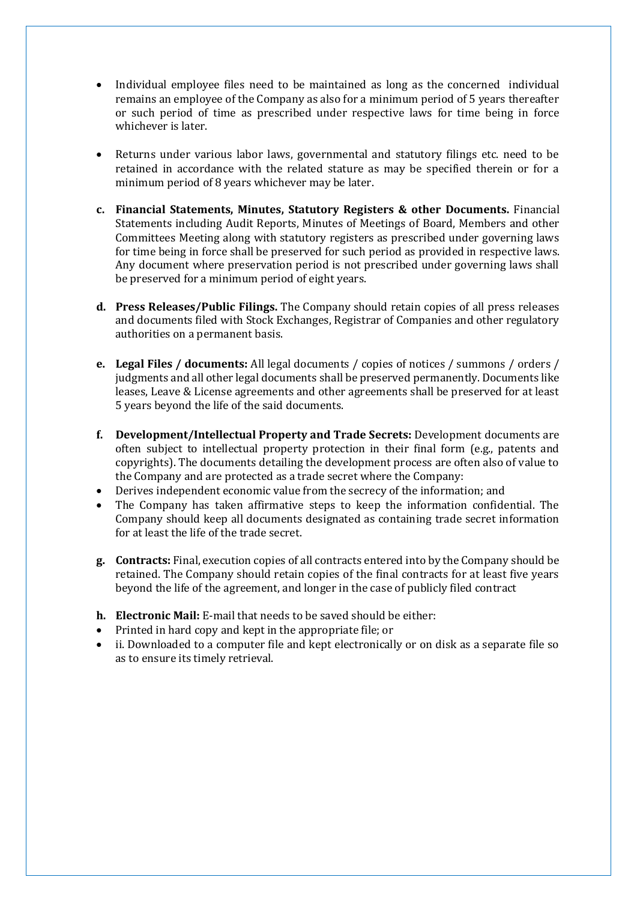- Individual employee files need to be maintained as long as the concerned individual remains an employee of the Company as also for a minimum period of 5 years thereafter or such period of time as prescribed under respective laws for time being in force whichever is later.

- Returns under various labor laws, governmental and statutory filings etc. need to be retained in accordance with the related stature as may be specified therein or for a minimum period of 8 years whichever may be later.

c. **Financial Statements, Minutes, Statutory Registers & other Documents.** Financial Statements including Audit Reports, Minutes of Meetings of Board, Members and other Committees Meeting along with statutory registers as prescribed under governing laws for time being in force shall be preserved for such period as provided in respective laws. Any document where preservation period is not prescribed under governing laws shall be preserved for a minimum period of eight years.

d. **Press Releases/Public Filings.** The Company should retain copies of all press releases and documents filed with Stock Exchanges, Registrar of Companies and other regulatory authorities on a permanent basis.

e. **Legal Files / documents:** All legal documents / copies of notices / summons / orders / judgments and all other legal documents shall be preserved permanently. Documents like leases, Leave & License agreements and other agreements shall be preserved for at least 5 years beyond the life of the said documents.

f. **Development/Intellectual Property and Trade Secrets:** Development documents are often subject to intellectual property protection in their final form (e.g., patents and copyrights). The documents detailing the development process are often also of value to the Company and are protected as a trade secret where the Company:

- Derives independent economic value from the secrecy of the information; and
- The Company has taken affirmative steps to keep the information confidential. The Company should keep all documents designated as containing trade secret information for at least the life of the trade secret.

g. **Contracts:** Final, execution copies of all contracts entered into by the Company should be retained. The Company should retain copies of the final contracts for at least five years beyond the life of the agreement, and longer in the case of publicly filed contract

h. **Electronic Mail:** E-mail that needs to be saved should be either:

- Printed in hard copy and kept in the appropriate file; or
- ii. Downloaded to a computer file and kept electronically or on disk as a separate file so as to ensure its timely retrieval.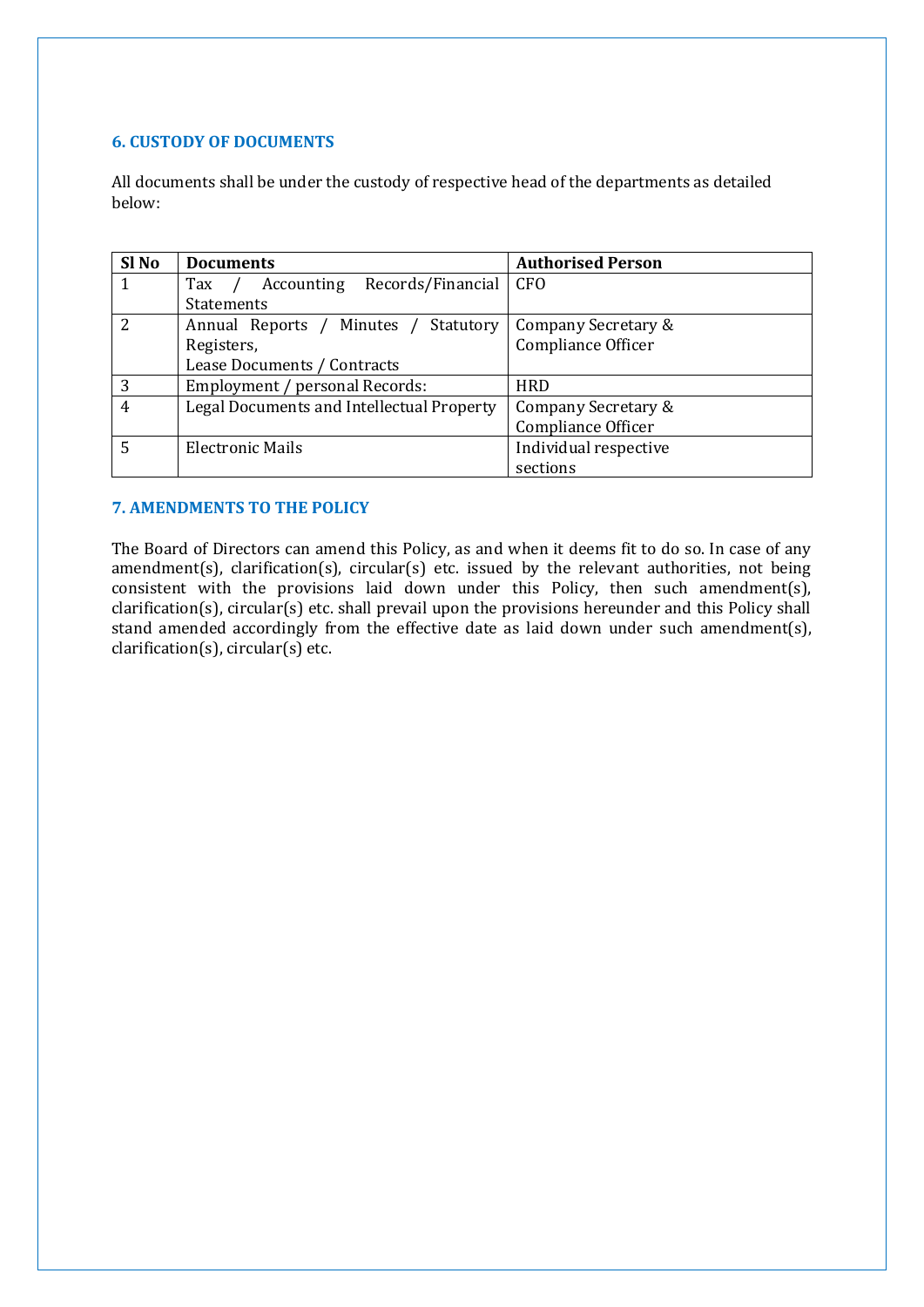## 6. CUSTODY OF DOCUMENTS

All documents shall be under the custody of respective head of the departments as detailed below:

| Sl No | Documents | Authorised Person |
|---|---|---|
| 1 | Tax / Accounting Records/Financial Statements | CFO |
| 2 | Annual Reports / Minutes / Statutory Registers, Lease Documents / Contracts | Company Secretary & Compliance Officer |
| 3 | Employment / personal Records: | HRD |
| 4 | Legal Documents and Intellectual Property | Company Secretary & Compliance Officer |
| 5 | Electronic Mails | Individual respective sections |

## 7. AMENDMENTS TO THE POLICY

The Board of Directors can amend this Policy, as and when it deems fit to do so. In case of any amendment(s), clarification(s), circular(s) etc. issued by the relevant authorities, not being consistent with the provisions laid down under this Policy, then such amendment(s), clarification(s), circular(s) etc. shall prevail upon the provisions hereunder and this Policy shall stand amended accordingly from the effective date as laid down under such amendment(s), clarification(s), circular(s) etc.